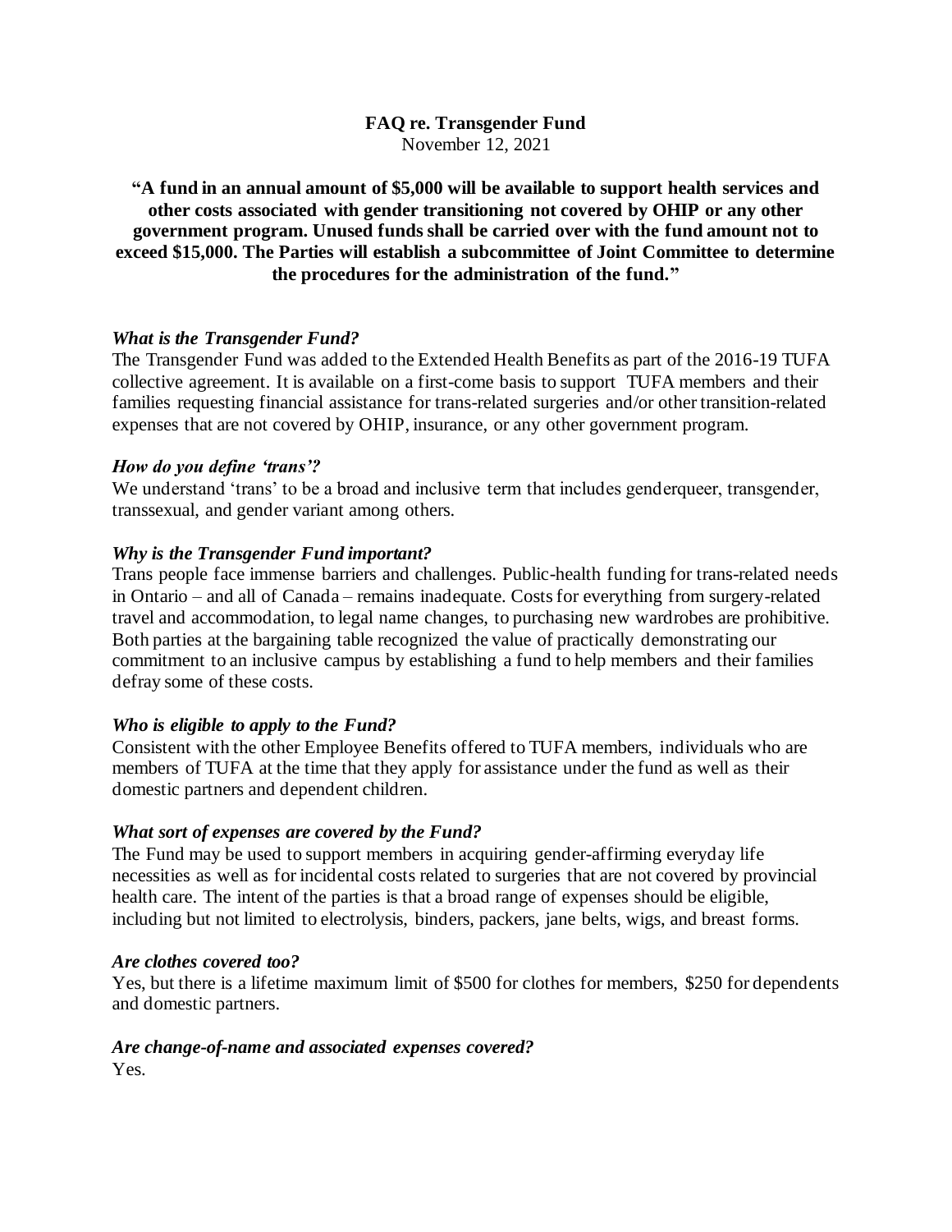# FAQ re. Transgender Fund

November 12, 2021

**"A fund in an annual amount of $5,000 will be available to support health services and other costs associated with gender transitioning not covered by OHIP or any other government program. Unused funds shall be carried over with the fund amount not to exceed $15,000. The Parties will establish a subcommittee of Joint Committee to determine the procedures for the administration of the fund."**

### *What is the Transgender Fund?*

The Transgender Fund was added to the Extended Health Benefits as part of the 2016-19 TUFA collective agreement. It is available on a first-come basis to support TUFA members and their families requesting financial assistance for trans-related surgeries and/or other transition-related expenses that are not covered by OHIP, insurance, or any other government program.

### *How do you define 'trans'?*

We understand 'trans' to be a broad and inclusive term that includes genderqueer, transgender, transsexual, and gender variant among others.

### *Why is the Transgender Fund important?*

Trans people face immense barriers and challenges. Public-health funding for trans-related needs in Ontario – and all of Canada – remains inadequate. Costs for everything from surgery-related travel and accommodation, to legal name changes, to purchasing new wardrobes are prohibitive. Both parties at the bargaining table recognized the value of practically demonstrating our commitment to an inclusive campus by establishing a fund to help members and their families defray some of these costs.

### *Who is eligible to apply to the Fund?*

Consistent with the other Employee Benefits offered to TUFA members, individuals who are members of TUFA at the time that they apply for assistance under the fund as well as their domestic partners and dependent children.

### *What sort of expenses are covered by the Fund?*

The Fund may be used to support members in acquiring gender-affirming everyday life necessities as well as for incidental costs related to surgeries that are not covered by provincial health care. The intent of the parties is that a broad range of expenses should be eligible, including but not limited to electrolysis, binders, packers, jane belts, wigs, and breast forms.

### *Are clothes covered too?*

Yes, but there is a lifetime maximum limit of $500 for clothes for members, $250 for dependents and domestic partners.

### *Are change-of-name and associated expenses covered?*

Yes.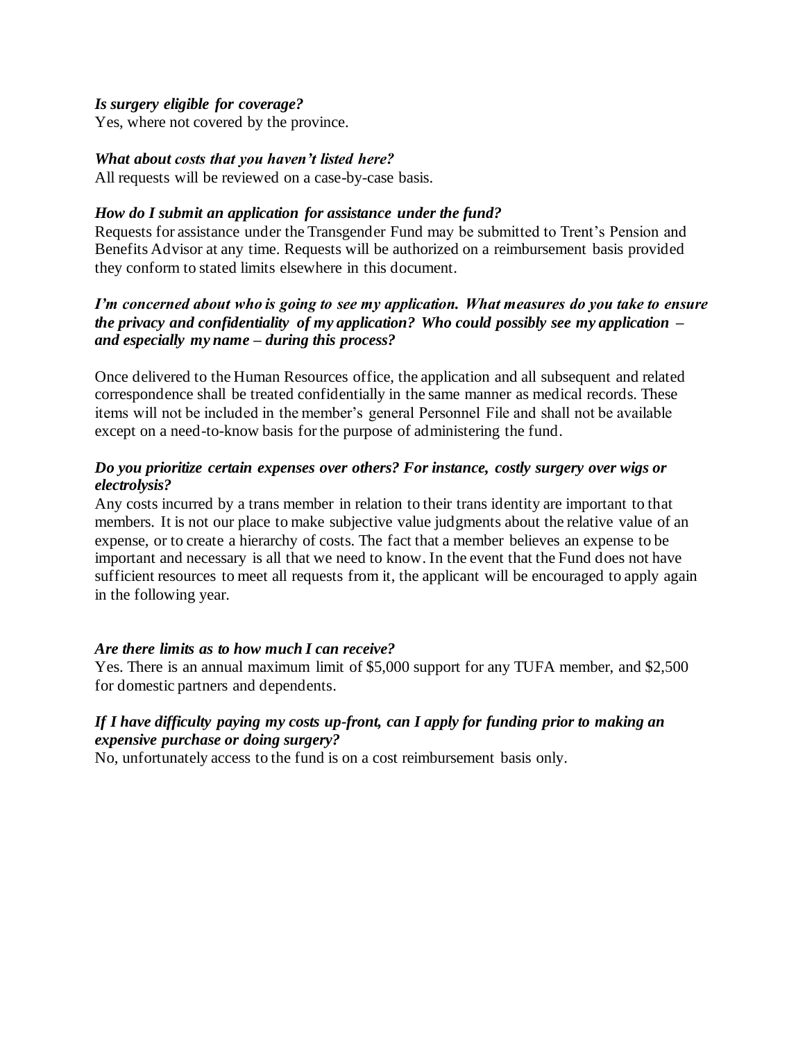***Is surgery eligible for coverage?***
Yes, where not covered by the province.

***What about costs that you haven't listed here?***
All requests will be reviewed on a case-by-case basis.

***How do I submit an application for assistance under the fund?***
Requests for assistance under the Transgender Fund may be submitted to Trent's Pension and Benefits Advisor at any time. Requests will be authorized on a reimbursement basis provided they conform to stated limits elsewhere in this document.

***I'm concerned about who is going to see my application. What measures do you take to ensure the privacy and confidentiality of my application? Who could possibly see my application – and especially my name – during this process?***

Once delivered to the Human Resources office, the application and all subsequent and related correspondence shall be treated confidentially in the same manner as medical records. These items will not be included in the member's general Personnel File and shall not be available except on a need-to-know basis for the purpose of administering the fund.

***Do you prioritize certain expenses over others? For instance, costly surgery over wigs or electrolysis?***
Any costs incurred by a trans member in relation to their trans identity are important to that members. It is not our place to make subjective value judgments about the relative value of an expense, or to create a hierarchy of costs. The fact that a member believes an expense to be important and necessary is all that we need to know. In the event that the Fund does not have sufficient resources to meet all requests from it, the applicant will be encouraged to apply again in the following year.

***Are there limits as to how much I can receive?***
Yes. There is an annual maximum limit of $5,000 support for any TUFA member, and $2,500 for domestic partners and dependents.

***If I have difficulty paying my costs up-front, can I apply for funding prior to making an expensive purchase or doing surgery?***
No, unfortunately access to the fund is on a cost reimbursement basis only.